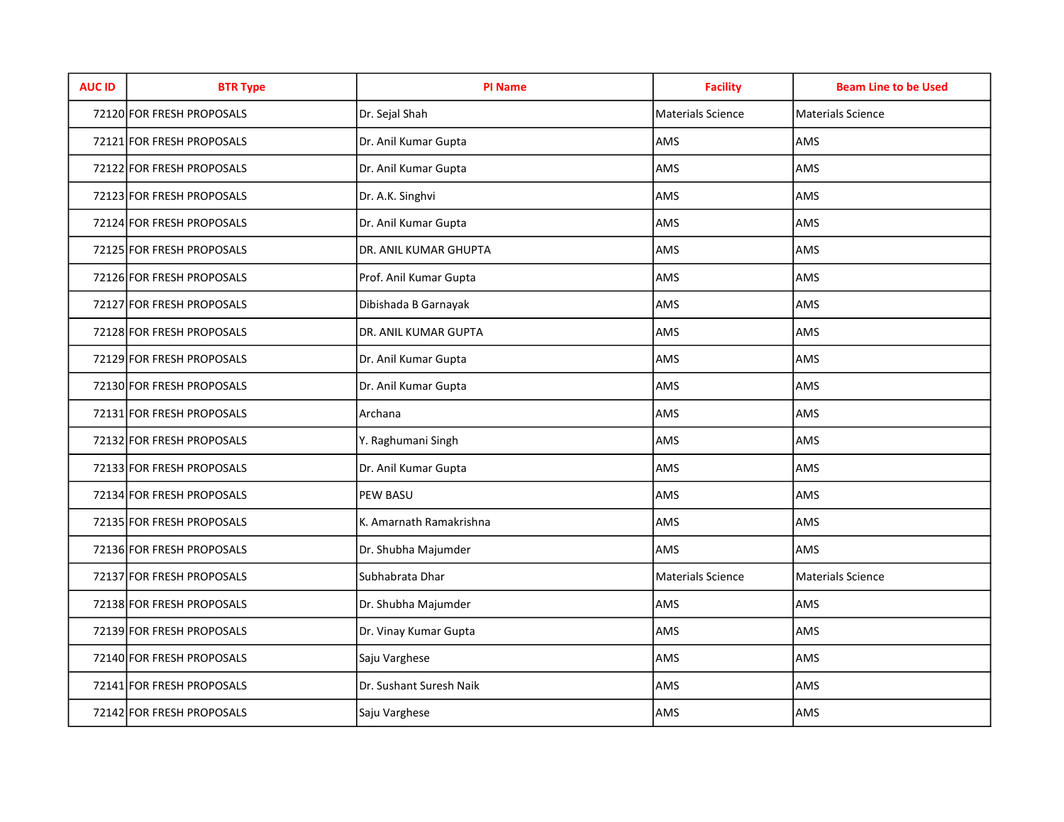| AUC ID | BTR Type | PI Name | Facility | Beam Line to be Used |
|---|---|---|---|---|
| 72120 | FOR FRESH PROPOSALS | Dr. Sejal Shah | Materials Science | Materials Science |
| 72121 | FOR FRESH PROPOSALS | Dr. Anil Kumar Gupta | AMS | AMS |
| 72122 | FOR FRESH PROPOSALS | Dr. Anil Kumar Gupta | AMS | AMS |
| 72123 | FOR FRESH PROPOSALS | Dr. A.K. Singhvi | AMS | AMS |
| 72124 | FOR FRESH PROPOSALS | Dr. Anil Kumar Gupta | AMS | AMS |
| 72125 | FOR FRESH PROPOSALS | DR. ANIL KUMAR GHUPTA | AMS | AMS |
| 72126 | FOR FRESH PROPOSALS | Prof. Anil Kumar Gupta | AMS | AMS |
| 72127 | FOR FRESH PROPOSALS | Dibishada B Garnayak | AMS | AMS |
| 72128 | FOR FRESH PROPOSALS | DR. ANIL KUMAR GUPTA | AMS | AMS |
| 72129 | FOR FRESH PROPOSALS | Dr. Anil Kumar Gupta | AMS | AMS |
| 72130 | FOR FRESH PROPOSALS | Dr. Anil Kumar Gupta | AMS | AMS |
| 72131 | FOR FRESH PROPOSALS | Archana | AMS | AMS |
| 72132 | FOR FRESH PROPOSALS | Y. Raghumani Singh | AMS | AMS |
| 72133 | FOR FRESH PROPOSALS | Dr. Anil Kumar Gupta | AMS | AMS |
| 72134 | FOR FRESH PROPOSALS | PEW BASU | AMS | AMS |
| 72135 | FOR FRESH PROPOSALS | K. Amarnath Ramakrishna | AMS | AMS |
| 72136 | FOR FRESH PROPOSALS | Dr. Shubha Majumder | AMS | AMS |
| 72137 | FOR FRESH PROPOSALS | Subhabrata Dhar | Materials Science | Materials Science |
| 72138 | FOR FRESH PROPOSALS | Dr. Shubha Majumder | AMS | AMS |
| 72139 | FOR FRESH PROPOSALS | Dr. Vinay Kumar Gupta | AMS | AMS |
| 72140 | FOR FRESH PROPOSALS | Saju Varghese | AMS | AMS |
| 72141 | FOR FRESH PROPOSALS | Dr. Sushant Suresh Naik | AMS | AMS |
| 72142 | FOR FRESH PROPOSALS | Saju Varghese | AMS | AMS |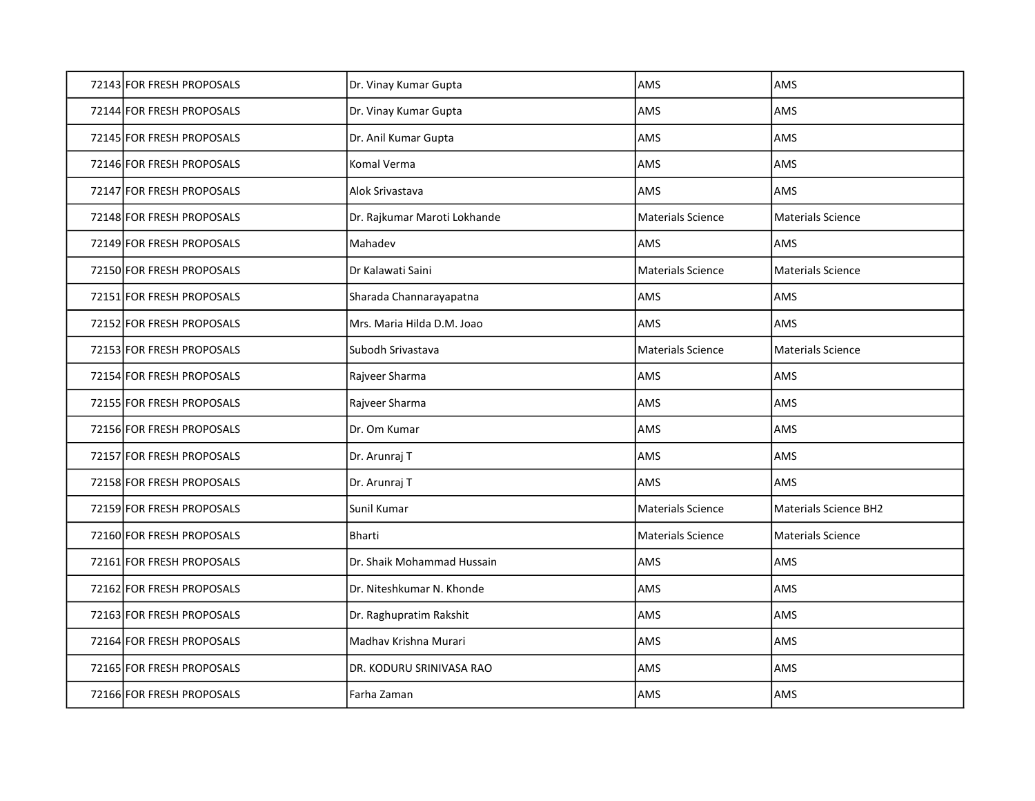| | | | | |
|---|---|---|---|---|
| 72143 | FOR FRESH PROPOSALS | Dr. Vinay Kumar Gupta | AMS | AMS |
| 72144 | FOR FRESH PROPOSALS | Dr. Vinay Kumar Gupta | AMS | AMS |
| 72145 | FOR FRESH PROPOSALS | Dr. Anil Kumar Gupta | AMS | AMS |
| 72146 | FOR FRESH PROPOSALS | Komal Verma | AMS | AMS |
| 72147 | FOR FRESH PROPOSALS | Alok Srivastava | AMS | AMS |
| 72148 | FOR FRESH PROPOSALS | Dr. Rajkumar Maroti Lokhande | Materials Science | Materials Science |
| 72149 | FOR FRESH PROPOSALS | Mahadev | AMS | AMS |
| 72150 | FOR FRESH PROPOSALS | Dr Kalawati Saini | Materials Science | Materials Science |
| 72151 | FOR FRESH PROPOSALS | Sharada Channarayapatna | AMS | AMS |
| 72152 | FOR FRESH PROPOSALS | Mrs. Maria Hilda D.M. Joao | AMS | AMS |
| 72153 | FOR FRESH PROPOSALS | Subodh Srivastava | Materials Science | Materials Science |
| 72154 | FOR FRESH PROPOSALS | Rajveer Sharma | AMS | AMS |
| 72155 | FOR FRESH PROPOSALS | Rajveer Sharma | AMS | AMS |
| 72156 | FOR FRESH PROPOSALS | Dr. Om Kumar | AMS | AMS |
| 72157 | FOR FRESH PROPOSALS | Dr. Arunraj T | AMS | AMS |
| 72158 | FOR FRESH PROPOSALS | Dr. Arunraj T | AMS | AMS |
| 72159 | FOR FRESH PROPOSALS | Sunil Kumar | Materials Science | Materials Science BH2 |
| 72160 | FOR FRESH PROPOSALS | Bharti | Materials Science | Materials Science |
| 72161 | FOR FRESH PROPOSALS | Dr. Shaik Mohammad Hussain | AMS | AMS |
| 72162 | FOR FRESH PROPOSALS | Dr. Niteshkumar N. Khonde | AMS | AMS |
| 72163 | FOR FRESH PROPOSALS | Dr. Raghupratim Rakshit | AMS | AMS |
| 72164 | FOR FRESH PROPOSALS | Madhav Krishna Murari | AMS | AMS |
| 72165 | FOR FRESH PROPOSALS | DR. KODURU SRINIVASA RAO | AMS | AMS |
| 72166 | FOR FRESH PROPOSALS | Farha Zaman | AMS | AMS |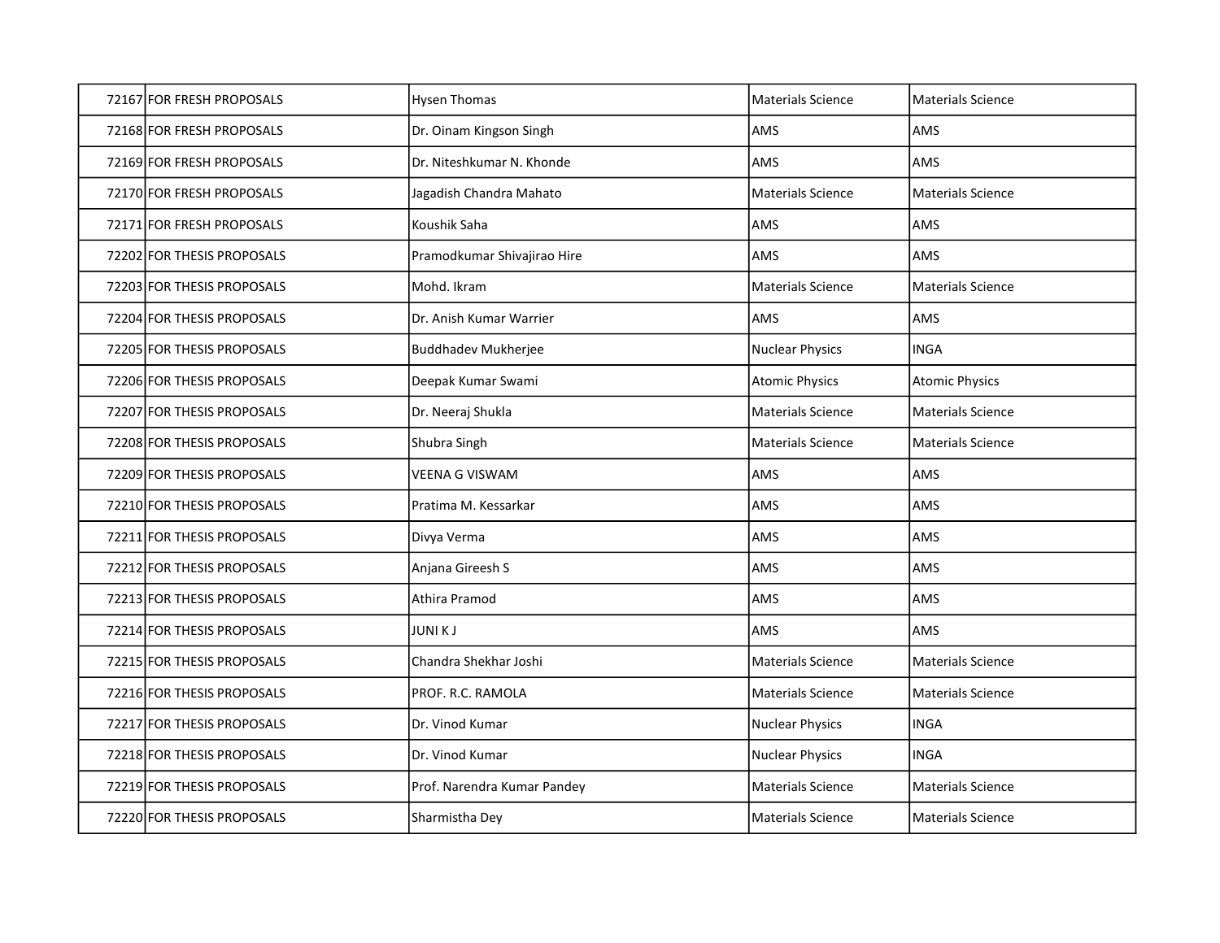| | | | | |
|---|---|---|---|---|
| 72167 | FOR FRESH PROPOSALS | Hysen Thomas | Materials Science | Materials Science |
| 72168 | FOR FRESH PROPOSALS | Dr. Oinam Kingson Singh | AMS | AMS |
| 72169 | FOR FRESH PROPOSALS | Dr. Niteshkumar N. Khonde | AMS | AMS |
| 72170 | FOR FRESH PROPOSALS | Jagadish Chandra Mahato | Materials Science | Materials Science |
| 72171 | FOR FRESH PROPOSALS | Koushik Saha | AMS | AMS |
| 72202 | FOR THESIS PROPOSALS | Pramodkumar Shivajirao Hire | AMS | AMS |
| 72203 | FOR THESIS PROPOSALS | Mohd. Ikram | Materials Science | Materials Science |
| 72204 | FOR THESIS PROPOSALS | Dr. Anish Kumar Warrier | AMS | AMS |
| 72205 | FOR THESIS PROPOSALS | Buddhadev Mukherjee | Nuclear Physics | INGA |
| 72206 | FOR THESIS PROPOSALS | Deepak Kumar Swami | Atomic Physics | Atomic Physics |
| 72207 | FOR THESIS PROPOSALS | Dr. Neeraj Shukla | Materials Science | Materials Science |
| 72208 | FOR THESIS PROPOSALS | Shubra Singh | Materials Science | Materials Science |
| 72209 | FOR THESIS PROPOSALS | VEENA G VISWAM | AMS | AMS |
| 72210 | FOR THESIS PROPOSALS | Pratima M. Kessarkar | AMS | AMS |
| 72211 | FOR THESIS PROPOSALS | Divya Verma | AMS | AMS |
| 72212 | FOR THESIS PROPOSALS | Anjana Gireesh S | AMS | AMS |
| 72213 | FOR THESIS PROPOSALS | Athira Pramod | AMS | AMS |
| 72214 | FOR THESIS PROPOSALS | JUNI K J | AMS | AMS |
| 72215 | FOR THESIS PROPOSALS | Chandra Shekhar Joshi | Materials Science | Materials Science |
| 72216 | FOR THESIS PROPOSALS | PROF. R.C. RAMOLA | Materials Science | Materials Science |
| 72217 | FOR THESIS PROPOSALS | Dr. Vinod Kumar | Nuclear Physics | INGA |
| 72218 | FOR THESIS PROPOSALS | Dr. Vinod Kumar | Nuclear Physics | INGA |
| 72219 | FOR THESIS PROPOSALS | Prof. Narendra Kumar Pandey | Materials Science | Materials Science |
| 72220 | FOR THESIS PROPOSALS | Sharmistha Dey | Materials Science | Materials Science |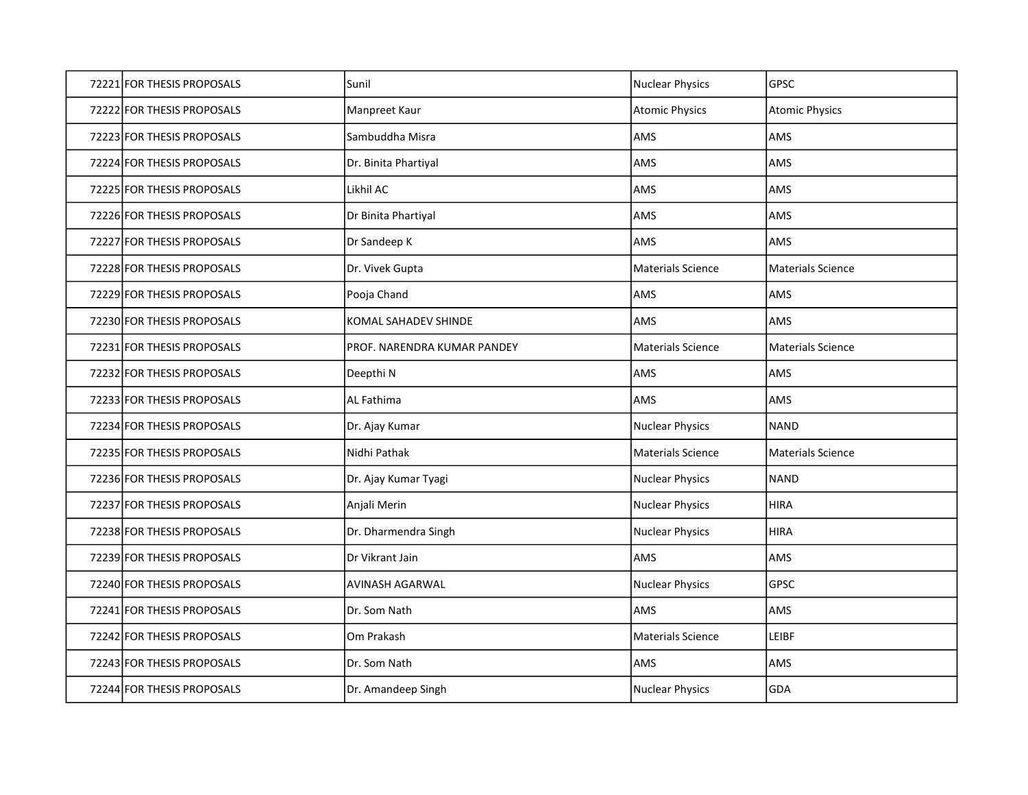| | | | | |
|---|---|---|---|---|
| 72221 | FOR THESIS PROPOSALS | Sunil | Nuclear Physics | GPSC |
| 72222 | FOR THESIS PROPOSALS | Manpreet Kaur | Atomic Physics | Atomic Physics |
| 72223 | FOR THESIS PROPOSALS | Sambuddha Misra | AMS | AMS |
| 72224 | FOR THESIS PROPOSALS | Dr. Binita Phartiyal | AMS | AMS |
| 72225 | FOR THESIS PROPOSALS | Likhil AC | AMS | AMS |
| 72226 | FOR THESIS PROPOSALS | Dr Binita Phartiyal | AMS | AMS |
| 72227 | FOR THESIS PROPOSALS | Dr Sandeep K | AMS | AMS |
| 72228 | FOR THESIS PROPOSALS | Dr. Vivek Gupta | Materials Science | Materials Science |
| 72229 | FOR THESIS PROPOSALS | Pooja Chand | AMS | AMS |
| 72230 | FOR THESIS PROPOSALS | KOMAL SAHADEV SHINDE | AMS | AMS |
| 72231 | FOR THESIS PROPOSALS | PROF. NARENDRA KUMAR PANDEY | Materials Science | Materials Science |
| 72232 | FOR THESIS PROPOSALS | Deepthi N | AMS | AMS |
| 72233 | FOR THESIS PROPOSALS | AL Fathima | AMS | AMS |
| 72234 | FOR THESIS PROPOSALS | Dr. Ajay Kumar | Nuclear Physics | NAND |
| 72235 | FOR THESIS PROPOSALS | Nidhi Pathak | Materials Science | Materials Science |
| 72236 | FOR THESIS PROPOSALS | Dr. Ajay Kumar Tyagi | Nuclear Physics | NAND |
| 72237 | FOR THESIS PROPOSALS | Anjali Merin | Nuclear Physics | HIRA |
| 72238 | FOR THESIS PROPOSALS | Dr. Dharmendra Singh | Nuclear Physics | HIRA |
| 72239 | FOR THESIS PROPOSALS | Dr Vikrant Jain | AMS | AMS |
| 72240 | FOR THESIS PROPOSALS | AVINASH AGARWAL | Nuclear Physics | GPSC |
| 72241 | FOR THESIS PROPOSALS | Dr. Som Nath | AMS | AMS |
| 72242 | FOR THESIS PROPOSALS | Om Prakash | Materials Science | LEIBF |
| 72243 | FOR THESIS PROPOSALS | Dr. Som Nath | AMS | AMS |
| 72244 | FOR THESIS PROPOSALS | Dr. Amandeep Singh | Nuclear Physics | GDA |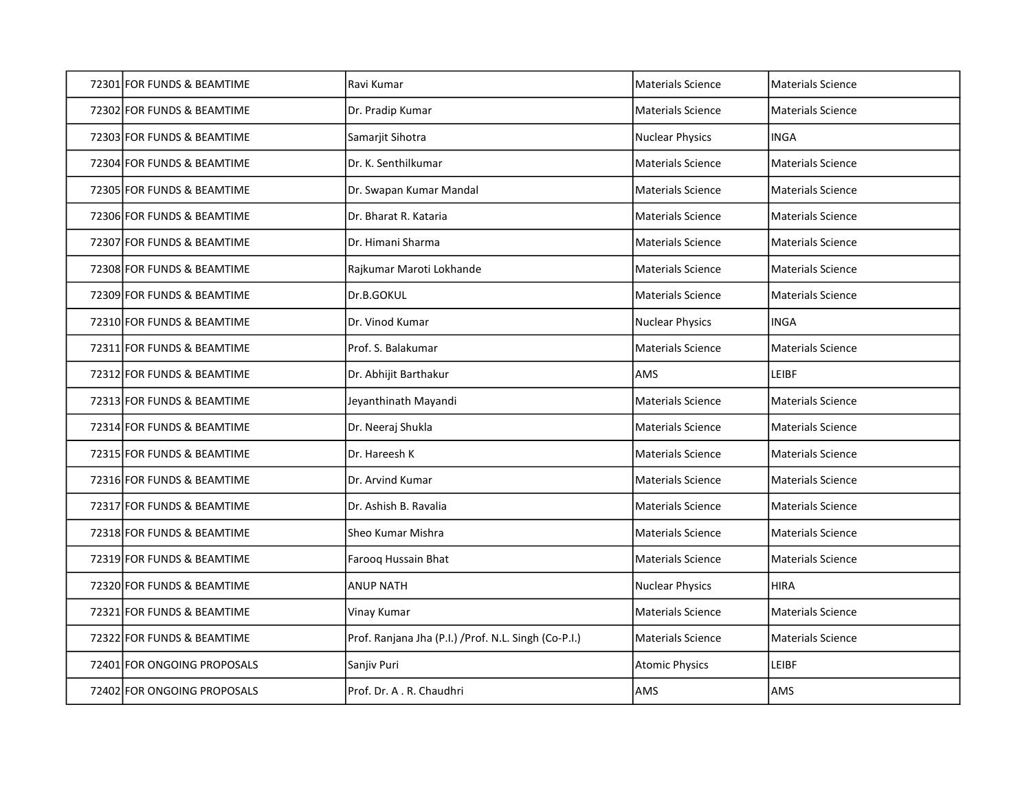| | | | | |
|---|---|---|---|---|
| 72301 | FOR FUNDS & BEAMTIME | Ravi Kumar | Materials Science | Materials Science |
| 72302 | FOR FUNDS & BEAMTIME | Dr. Pradip Kumar | Materials Science | Materials Science |
| 72303 | FOR FUNDS & BEAMTIME | Samarjit Sihotra | Nuclear Physics | INGA |
| 72304 | FOR FUNDS & BEAMTIME | Dr. K. Senthilkumar | Materials Science | Materials Science |
| 72305 | FOR FUNDS & BEAMTIME | Dr. Swapan Kumar Mandal | Materials Science | Materials Science |
| 72306 | FOR FUNDS & BEAMTIME | Dr. Bharat R. Kataria | Materials Science | Materials Science |
| 72307 | FOR FUNDS & BEAMTIME | Dr. Himani Sharma | Materials Science | Materials Science |
| 72308 | FOR FUNDS & BEAMTIME | Rajkumar Maroti Lokhande | Materials Science | Materials Science |
| 72309 | FOR FUNDS & BEAMTIME | Dr.B.GOKUL | Materials Science | Materials Science |
| 72310 | FOR FUNDS & BEAMTIME | Dr. Vinod Kumar | Nuclear Physics | INGA |
| 72311 | FOR FUNDS & BEAMTIME | Prof. S. Balakumar | Materials Science | Materials Science |
| 72312 | FOR FUNDS & BEAMTIME | Dr. Abhijit Barthakur | AMS | LEIBF |
| 72313 | FOR FUNDS & BEAMTIME | Jeyanthinath Mayandi | Materials Science | Materials Science |
| 72314 | FOR FUNDS & BEAMTIME | Dr. Neeraj Shukla | Materials Science | Materials Science |
| 72315 | FOR FUNDS & BEAMTIME | Dr. Hareesh K | Materials Science | Materials Science |
| 72316 | FOR FUNDS & BEAMTIME | Dr. Arvind Kumar | Materials Science | Materials Science |
| 72317 | FOR FUNDS & BEAMTIME | Dr. Ashish B. Ravalia | Materials Science | Materials Science |
| 72318 | FOR FUNDS & BEAMTIME | Sheo Kumar Mishra | Materials Science | Materials Science |
| 72319 | FOR FUNDS & BEAMTIME | Farooq Hussain Bhat | Materials Science | Materials Science |
| 72320 | FOR FUNDS & BEAMTIME | ANUP NATH | Nuclear Physics | HIRA |
| 72321 | FOR FUNDS & BEAMTIME | Vinay Kumar | Materials Science | Materials Science |
| 72322 | FOR FUNDS & BEAMTIME | Prof. Ranjana Jha (P.I.) /Prof. N.L. Singh (Co-P.I.) | Materials Science | Materials Science |
| 72401 | FOR ONGOING PROPOSALS | Sanjiv Puri | Atomic Physics | LEIBF |
| 72402 | FOR ONGOING PROPOSALS | Prof. Dr. A . R. Chaudhri | AMS | AMS |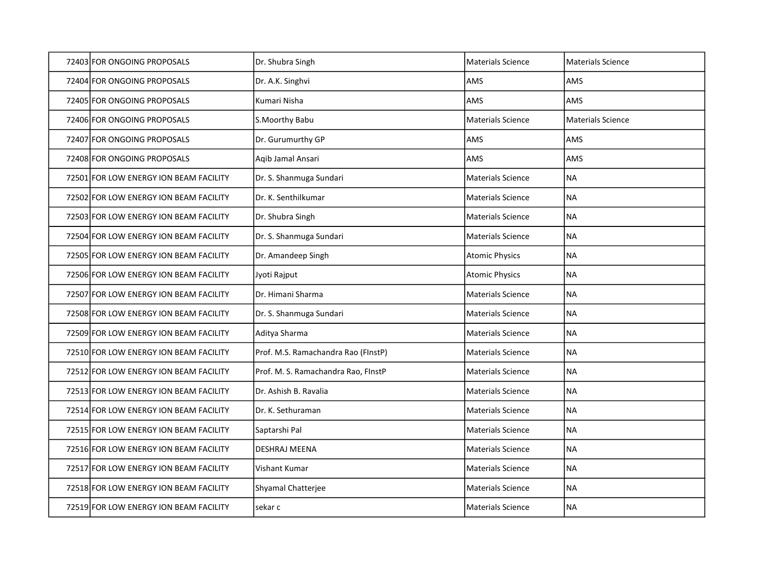| | | | | |
|---|---|---|---|---|
| 72403 | FOR ONGOING PROPOSALS | Dr. Shubra Singh | Materials Science | Materials Science |
| 72404 | FOR ONGOING PROPOSALS | Dr. A.K. Singhvi | AMS | AMS |
| 72405 | FOR ONGOING PROPOSALS | Kumari Nisha | AMS | AMS |
| 72406 | FOR ONGOING PROPOSALS | S.Moorthy Babu | Materials Science | Materials Science |
| 72407 | FOR ONGOING PROPOSALS | Dr. Gurumurthy GP | AMS | AMS |
| 72408 | FOR ONGOING PROPOSALS | Aqib Jamal Ansari | AMS | AMS |
| 72501 | FOR LOW ENERGY ION BEAM FACILITY | Dr. S. Shanmuga Sundari | Materials Science | NA |
| 72502 | FOR LOW ENERGY ION BEAM FACILITY | Dr. K. Senthilkumar | Materials Science | NA |
| 72503 | FOR LOW ENERGY ION BEAM FACILITY | Dr. Shubra Singh | Materials Science | NA |
| 72504 | FOR LOW ENERGY ION BEAM FACILITY | Dr. S. Shanmuga Sundari | Materials Science | NA |
| 72505 | FOR LOW ENERGY ION BEAM FACILITY | Dr. Amandeep Singh | Atomic Physics | NA |
| 72506 | FOR LOW ENERGY ION BEAM FACILITY | Jyoti Rajput | Atomic Physics | NA |
| 72507 | FOR LOW ENERGY ION BEAM FACILITY | Dr. Himani Sharma | Materials Science | NA |
| 72508 | FOR LOW ENERGY ION BEAM FACILITY | Dr. S. Shanmuga Sundari | Materials Science | NA |
| 72509 | FOR LOW ENERGY ION BEAM FACILITY | Aditya Sharma | Materials Science | NA |
| 72510 | FOR LOW ENERGY ION BEAM FACILITY | Prof. M.S. Ramachandra Rao (FInstP) | Materials Science | NA |
| 72512 | FOR LOW ENERGY ION BEAM FACILITY | Prof. M. S. Ramachandra Rao, FInstP | Materials Science | NA |
| 72513 | FOR LOW ENERGY ION BEAM FACILITY | Dr. Ashish B. Ravalia | Materials Science | NA |
| 72514 | FOR LOW ENERGY ION BEAM FACILITY | Dr. K. Sethuraman | Materials Science | NA |
| 72515 | FOR LOW ENERGY ION BEAM FACILITY | Saptarshi Pal | Materials Science | NA |
| 72516 | FOR LOW ENERGY ION BEAM FACILITY | DESHRAJ MEENA | Materials Science | NA |
| 72517 | FOR LOW ENERGY ION BEAM FACILITY | Vishant Kumar | Materials Science | NA |
| 72518 | FOR LOW ENERGY ION BEAM FACILITY | Shyamal Chatterjee | Materials Science | NA |
| 72519 | FOR LOW ENERGY ION BEAM FACILITY | sekar c | Materials Science | NA |